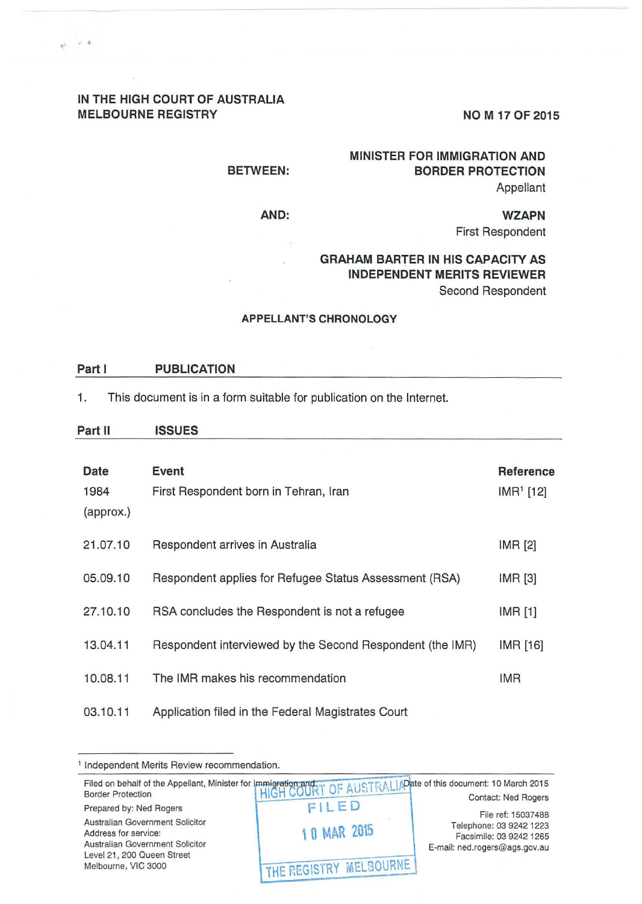IN THE HIGH COURT OF AUSTRALIA
MELBOURNE REGISTRY

NO M 17 OF 2015

BETWEEN:

**MINISTER FOR IMMIGRATION AND BORDER PROTECTION**
Appellant

AND:

**WZAPN**
First Respondent

**GRAHAM BARTER IN HIS CAPACITY AS INDEPENDENT MERITS REVIEWER**
Second Respondent

**APPELLANT'S CHRONOLOGY**

## Part I PUBLICATION

1. This document is in a form suitable for publication on the Internet.

## Part II ISSUES

| Date | Event | Reference |
|---|---|---|
| 1984 (approx.) | First Respondent born in Tehran, Iran | IMR[1] [12] |
| 21.07.10 | Respondent arrives in Australia | IMR [2] |
| 05.09.10 | Respondent applies for Refugee Status Assessment (RSA) | IMR [3] |
| 27.10.10 | RSA concludes the Respondent is not a refugee | IMR [1] |
| 13.04.11 | Respondent interviewed by the Second Respondent (the IMR) | IMR [16] |
| 10.08.11 | The IMR makes his recommendation | IMR |
| 03.10.11 | Application filed in the Federal Magistrates Court | |

[1] Independent Merits Review recommendation.

Filed on behalf of the Appellant, Minister for Immigration and Border Protection
Prepared by: Ned Rogers
Australian Government Solicitor
Address for service:
Australian Government Solicitor
Level 21, 200 Queen Street
Melbourne, VIC 3000

HIGH COURT OF AUSTRALIA
FILED
10 MAR 2015
THE REGISTRY MELBOURNE

Date of this document: 10 March 2015
Contact: Ned Rogers
File ref: 15037488
Telephone: 03 9242 1223
Facsimile: 03 9242 1265
E-mail: ned.rogers@ags.gov.au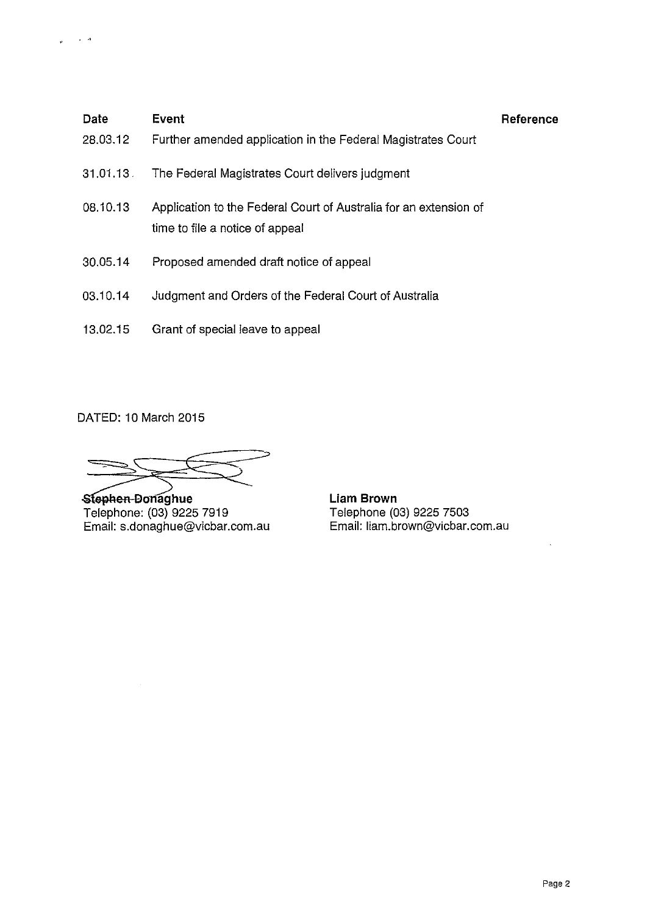| Date | Event | Reference |
| --- | --- | --- |
| 28.03.12 | Further amended application in the Federal Magistrates Court | |
| 31.01.13 | The Federal Magistrates Court delivers judgment | |
| 08.10.13 | Application to the Federal Court of Australia for an extension of time to file a notice of appeal | |
| 30.05.14 | Proposed amended draft notice of appeal | |
| 03.10.14 | Judgment and Orders of the Federal Court of Australia | |
| 13.02.15 | Grant of special leave to appeal | |

DATED: 10 March 2015

**Stephen Donaghue**
Telephone: (03) 9225 7919
Email: s.donaghue@vicbar.com.au

**Liam Brown**
Telephone (03) 9225 7503
Email: liam.brown@vicbar.com.au